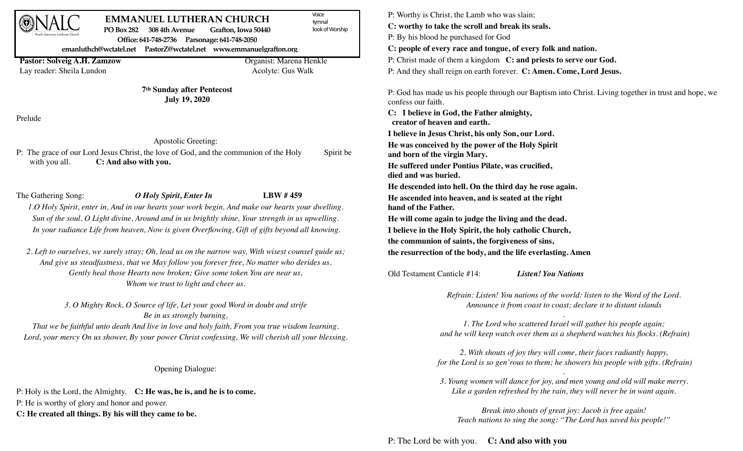# EMMANUEL LUTHERAN CHURCH

NALC
North American Lutheran Church

Voice
Hymnal
Book of Worship

PO Box 282 308 4th Avenue Grafton, Iowa 50440

Office: 641-748-2736 Parsonage: 641-748-2050

emanluthch@wctatel.net PastorZ@wctatel.net www.emmanuelgrafton.org

**Pastor: Solveig A.H. Zamzow** Organist: Marena Henkle

Lay reader: Sheila Lundon Acolyte: Gus Walk

**7th Sunday after Pentecost**
**July 19, 2020**

Prelude

Apostolic Greeting:

P: The grace of our Lord Jesus Christ, the love of God, and the communion of the Holy Spirit be with you all. **C: And also with you.**

The Gathering Song: ***O Holy Spirit, Enter In*** **LBW # 459**

*1.O Holy Spirit, enter in, And in our hearts your work begin, And make our hearts your dwelling.*
*Sun of the soul, O Light divine, Around and in us brightly shine, Your strength in us upwelling.*
*In your radiance Life from heaven, Now is given Overflowing, Gift of gifts beyond all knowing.*

*2. Left to ourselves, we surely stray; Oh, lead us on the narrow way, With wisest counsel guide us;*
*And give us steadfastness, that we May follow you forever free, No matter who derides us.*
*Gently heal those Hearts now broken; Give some token You are near us,*
*Whom we trust to light and cheer us.*

*3. O Mighty Rock, O Source of life, Let your good Word in doubt and strife*
*Be in us strongly burning,*
*That we be faithful unto death And live in love and holy faith, From you true wisdom learning.*
*Lord, your mercy On us shower, By your power Christ confessing, We will cherish all your blessing.*

Opening Dialogue:

P: Holy is the Lord, the Almighty. **C: He was, he is, and he is to come.**
P: He is worthy of glory and honor and power.
**C: He created all things. By his will they came to be.**

P: Worthy is Christ, the Lamb who was slain;
**C: worthy to take the scroll and break its seals.**
P: By his blood he purchased for God
**C: people of every race and tongue, of every folk and nation.**
P: Christ made of them a kingdom **C: and priests to serve our God.**
P: And they shall reign on earth forever. **C: Amen. Come, Lord Jesus.**

P: God has made us his people through our Baptism into Christ. Living together in trust and hope, we confess our faith.

**C: I believe in God, the Father almighty,**
**creator of heaven and earth.**
**I believe in Jesus Christ, his only Son, our Lord.**
**He was conceived by the power of the Holy Spirit**
**and born of the virgin Mary.**
**He suffered under Pontius Pilate, was crucified,**
**died and was buried.**
**He descended into hell. On the third day he rose again.**
**He ascended into heaven, and is seated at the right**
**hand of the Father.**
**He will come again to judge the living and the dead.**
**I believe in the Holy Spirit, the holy catholic Church,**
**the communion of saints, the forgiveness of sins,**
**the resurrection of the body, and the life everlasting. Amen**

Old Testament Canticle #14: ***Listen! You Nations***

*Refrain: Listen! You nations of the world: listen to the Word of the Lord.*
*Announce it from coast to coast; declare it to distant islands*

*1. The Lord who scattered Israel will gather his people again;*
*and he will keep watch over them as a shepherd watches his flocks. (Refrain)*

*2. With shouts of joy they will come, their faces radiantly happy,*
*for the Lord is so gen'rous to them; he showers his people with gifts. (Refrain)*

*3. Young women will dance for joy, and men young and old will make merry.*
*Like a garden refreshed by the rain, they will never be in want again.*

*Break into shouts of great joy: Jacob is free again!*
*Teach nations to sing the song: "The Lord has saved his people!"*

P: The Lord be with you. **C: And also with you**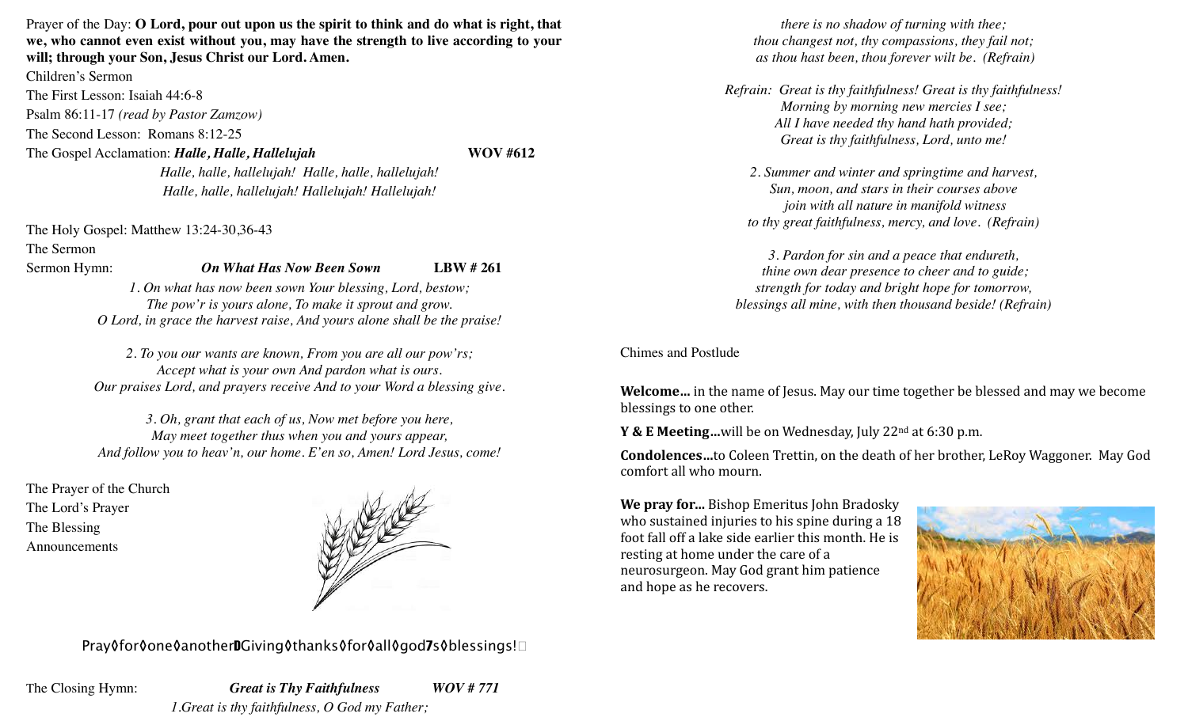Prayer of the Day: **O Lord, pour out upon us the spirit to think and do what is right, that we, who cannot even exist without you, may have the strength to live according to your will; through your Son, Jesus Christ our Lord. Amen.**

Children's Sermon

The First Lesson: Isaiah 44:6-8

Psalm 86:11-17 *(read by Pastor Zamzow)*

The Second Lesson: Romans 8:12-25

The Gospel Acclamation: ***Halle, Halle, Hallelujah*** **WOV #612**

*Halle, halle, hallelujah! Halle, halle, hallelujah!*
*Halle, halle, hallelujah! Hallelujah! Hallelujah!*

The Holy Gospel: Matthew 13:24-30,36-43

The Sermon

Sermon Hymn: ***On What Has Now Been Sown*** **LBW # 261**

*1. On what has now been sown Your blessing, Lord, bestow;*
*The pow'r is yours alone, To make it sprout and grow.*
*O Lord, in grace the harvest raise, And yours alone shall be the praise!*

*2. To you our wants are known, From you are all our pow'rs;*
*Accept what is your own And pardon what is ours.*
*Our praises Lord, and prayers receive And to your Word a blessing give.*

*3. Oh, grant that each of us, Now met before you here,*
*May meet together thus when you and yours appear,*
*And follow you to heav'n, our home. E'en so, Amen! Lord Jesus, come!*

The Prayer of the Church

The Lord's Prayer

The Blessing

Announcements

Pray for one another Giving thanks for all god's blessings!

The Closing Hymn: ***Great is Thy Faithfulness*** ***WOV # 771***

*1.Great is thy faithfulness, O God my Father;*
*there is no shadow of turning with thee;*
*thou changest not, thy compassions, they fail not;*
*as thou hast been, thou forever wilt be. (Refrain)*

*Refrain: Great is thy faithfulness! Great is thy faithfulness!*
*Morning by morning new mercies I see;*
*All I have needed thy hand hath provided;*
*Great is thy faithfulness, Lord, unto me!*

*2. Summer and winter and springtime and harvest,*
*Sun, moon, and stars in their courses above*
*join with all nature in manifold witness*
*to thy great faithfulness, mercy, and love. (Refrain)*

*3. Pardon for sin and a peace that endureth,*
*thine own dear presence to cheer and to guide;*
*strength for today and bright hope for tomorrow,*
*blessings all mine, with then thousand beside! (Refrain)*

Chimes and Postlude

**Welcome…** in the name of Jesus. May our time together be blessed and may we become blessings to one other.

**Y & E Meeting…**will be on Wednesday, July 22nd at 6:30 p.m.

**Condolences…**to Coleen Trettin, on the death of her brother, LeRoy Waggoner. May God comfort all who mourn.

**We pray for…** Bishop Emeritus John Bradosky who sustained injuries to his spine during a 18 foot fall off a lake side earlier this month. He is resting at home under the care of a neurosurgeon. May God grant him patience and hope as he recovers.